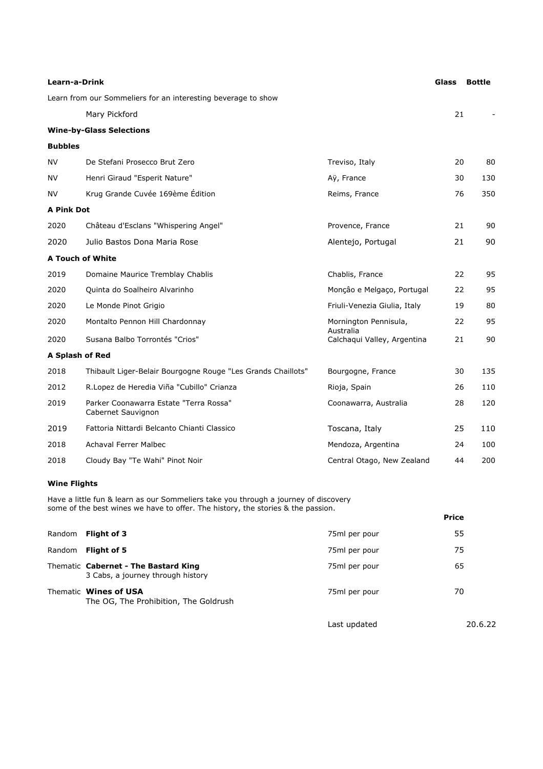| Learn-a-Drink | | | Glass | Bottle |
|---|---|---|---|---|
| Learn from our Sommeliers for an interesting beverage to show | | | | |
| | Mary Pickford | | 21 | - |
| **Wine-by-Glass Selections** | | | | |
| **Bubbles** | | | | |
| NV | De Stefani Prosecco Brut Zero | Treviso, Italy | 20 | 80 |
| NV | Henri Giraud "Esperit Nature" | Aÿ, France | 30 | 130 |
| NV | Krug Grande Cuvée 169ème Édition | Reims, France | 76 | 350 |
| **A Pink Dot** | | | | |
| 2020 | Château d'Esclans "Whispering Angel" | Provence, France | 21 | 90 |
| 2020 | Julio Bastos Dona Maria Rose | Alentejo, Portugal | 21 | 90 |
| **A Touch of White** | | | | |
| 2019 | Domaine Maurice Tremblay Chablis | Chablis, France | 22 | 95 |
| 2020 | Quinta do Soalheiro Alvarinho | Monçâo e Melgaço, Portugal | 22 | 95 |
| 2020 | Le Monde Pinot Grigio | Friuli-Venezia Giulia, Italy | 19 | 80 |
| 2020 | Montalto Pennon Hill Chardonnay | Mornington Pennisula, Australia | 22 | 95 |
| 2020 | Susana Balbo Torrontés "Crios" | Calchaqui Valley, Argentina | 21 | 90 |
| **A Splash of Red** | | | | |
| 2018 | Thibault Liger-Belair Bourgogne Rouge "Les Grands Chaillots" | Bourgogne, France | 30 | 135 |
| 2012 | R.Lopez de Heredia Viña "Cubillo" Crianza | Rioja, Spain | 26 | 110 |
| 2019 | Parker Coonawarra Estate "Terra Rossa" Cabernet Sauvignon | Coonawarra, Australia | 28 | 120 |
| 2019 | Fattoria Nittardi Belcanto Chianti Classico | Toscana, Italy | 25 | 110 |
| 2018 | Achaval Ferrer Malbec | Mendoza, Argentina | 24 | 100 |
| 2018 | Cloudy Bay "Te Wahi" Pinot Noir | Central Otago, New Zealand | 44 | 200 |

**Wine Flights**

Have a little fun & learn as our Sommeliers take you through a journey of discovery some of the best wines we have to offer. The history, the stories & the passion.

| | | | Price |
|---|---|---|---|
| Random | **Flight of 3** | 75ml per pour | 55 |
| Random | **Flight of 5** | 75ml per pour | 75 |
| Thematic | **Cabernet - The Bastard King** 3 Cabs, a journey through history | 75ml per pour | 65 |
| Thematic | **Wines of USA** The OG, The Prohibition, The Goldrush | 75ml per pour | 70 |

Last updated 20.6.22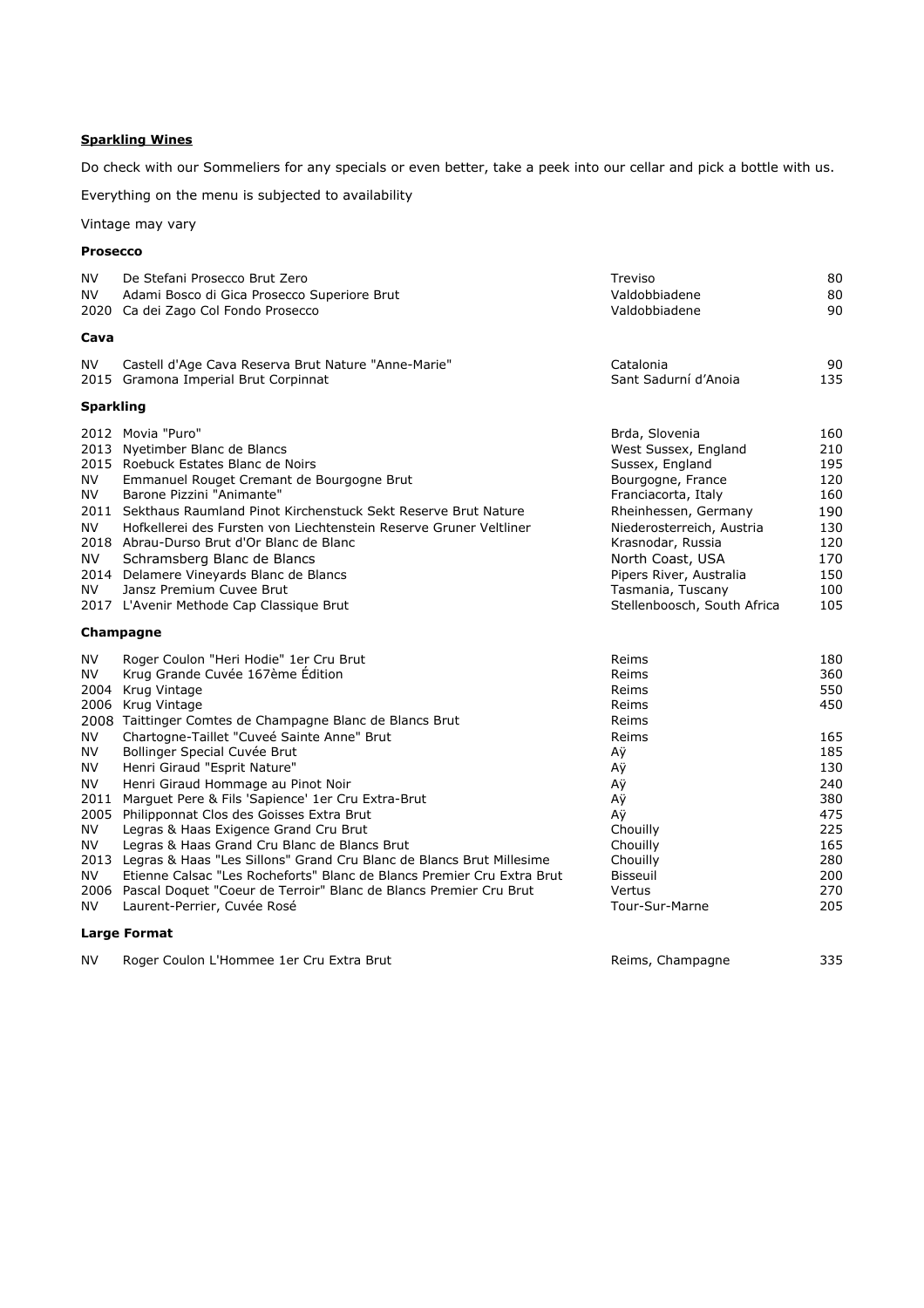## **Sparkling Wines**

Do check with our Sommeliers for any specials or even better, take a peek into our cellar and pick a bottle with us.

Everything on the menu is subjected to availability

Vintage may vary

### **Prosecco**

| | | | |
|---|---|---|---|
| NV | De Stefani Prosecco Brut Zero | Treviso | 80 |
| NV | Adami Bosco di Gica Prosecco Superiore Brut | Valdobbiadene | 80 |
| 2020 | Ca dei Zago Col Fondo Prosecco | Valdobbiadene | 90 |

### **Cava**

| | | | |
|---|---|---|---|
| NV | Castell d'Age Cava Reserva Brut Nature "Anne-Marie" | Catalonia | 90 |
| 2015 | Gramona Imperial Brut Corpinnat | Sant Sadurní d'Anoia | 135 |

### **Sparkling**

| | | | |
|---|---|---|---|
| 2012 | Movia "Puro" | Brda, Slovenia | 160 |
| 2013 | Nyetimber Blanc de Blancs | West Sussex, England | 210 |
| 2015 | Roebuck Estates Blanc de Noirs | Sussex, England | 195 |
| NV | Emmanuel Rouget Cremant de Bourgogne Brut | Bourgogne, France | 120 |
| NV | Barone Pizzini "Animante" | Franciacorta, Italy | 160 |
| 2011 | Sekthaus Raumland Pinot Kirchenstuck Sekt Reserve Brut Nature | Rheinhessen, Germany | 190 |
| NV | Hofkellerei des Fursten von Liechtenstein Reserve Gruner Veltliner | Niederosterreich, Austria | 130 |
| 2018 | Abrau-Durso Brut d'Or Blanc de Blanc | Krasnodar, Russia | 120 |
| NV | Schramsberg Blanc de Blancs | North Coast, USA | 170 |
| 2014 | Delamere Vineyards Blanc de Blancs | Pipers River, Australia | 150 |
| NV | Jansz Premium Cuvee Brut | Tasmania, Tuscany | 100 |
| 2017 | L'Avenir Methode Cap Classique Brut | Stellenboosch, South Africa | 105 |

### **Champagne**

| | | | |
|---|---|---|---|
| NV | Roger Coulon "Heri Hodie" 1er Cru Brut | Reims | 180 |
| NV | Krug Grande Cuvée 167ème Édition | Reims | 360 |
| 2004 | Krug Vintage | Reims | 550 |
| 2006 | Krug Vintage | Reims | 450 |
| 2008 | Taittinger Comtes de Champagne Blanc de Blancs Brut | Reims | |
| NV | Chartogne-Taillet "Cuveé Sainte Anne" Brut | Reims | 165 |
| NV | Bollinger Special Cuvée Brut | Aÿ | 185 |
| NV | Henri Giraud "Esprit Nature" | Aÿ | 130 |
| NV | Henri Giraud Hommage au Pinot Noir | Aÿ | 240 |
| 2011 | Marguet Pere & Fils 'Sapience' 1er Cru Extra-Brut | Aÿ | 380 |
| 2005 | Philipponnat Clos des Goisses Extra Brut | Aÿ | 475 |
| NV | Legras & Haas Exigence Grand Cru Brut | Chouilly | 225 |
| NV | Legras & Haas Grand Cru Blanc de Blancs Brut | Chouilly | 165 |
| 2013 | Legras & Haas "Les Sillons" Grand Cru Blanc de Blancs Brut Millesime | Chouilly | 280 |
| NV | Etienne Calsac "Les Rocheforts" Blanc de Blancs Premier Cru Extra Brut | Bisseuil | 200 |
| 2006 | Pascal Doquet "Coeur de Terroir" Blanc de Blancs Premier Cru Brut | Vertus | 270 |
| NV | Laurent-Perrier, Cuvée Rosé | Tour-Sur-Marne | 205 |

### **Large Format**

| | | | |
|---|---|---|---|
| NV | Roger Coulon L'Hommee 1er Cru Extra Brut | Reims, Champagne | 335 |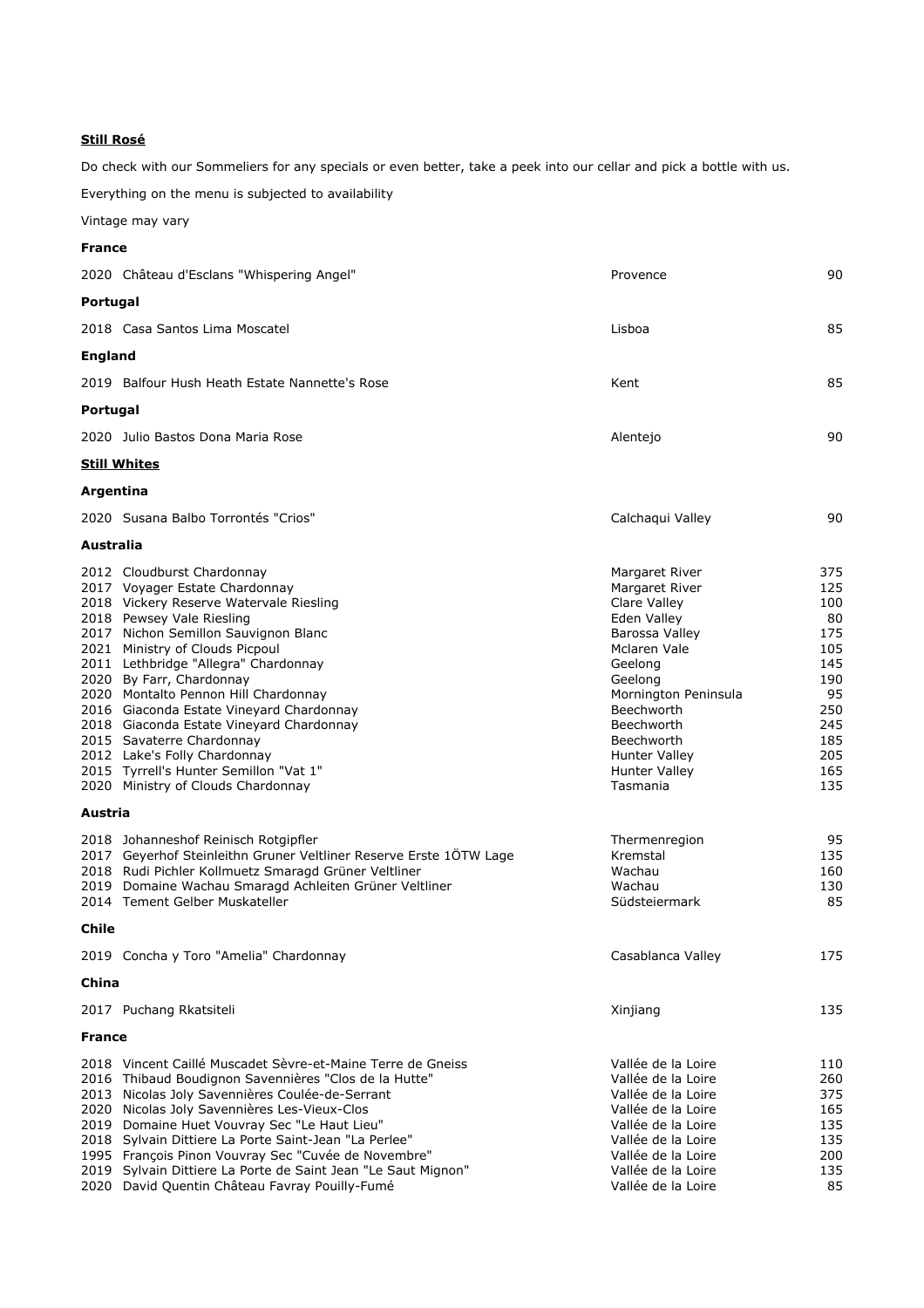**Still Rosé**

Do check with our Sommeliers for any specials or even better, take a peek into our cellar and pick a bottle with us.

Everything on the menu is subjected to availability

Vintage may vary

**France**

| | | | |
|---|---|---|---|
| 2020 | Château d'Esclans "Whispering Angel" | Provence | 90 |

**Portugal**

| | | | |
|---|---|---|---|
| 2018 | Casa Santos Lima Moscatel | Lisboa | 85 |

**England**

| | | | |
|---|---|---|---|
| 2019 | Balfour Hush Heath Estate Nannette's Rose | Kent | 85 |

**Portugal**

| | | | |
|---|---|---|---|
| 2020 | Julio Bastos Dona Maria Rose | Alentejo | 90 |

**Still Whites**

**Argentina**

| | | | |
|---|---|---|---|
| 2020 | Susana Balbo Torrontés "Crios" | Calchaqui Valley | 90 |

**Australia**

| | | | |
|---|---|---|---|
| 2012 | Cloudburst Chardonnay | Margaret River | 375 |
| 2017 | Voyager Estate Chardonnay | Margaret River | 125 |
| 2018 | Vickery Reserve Watervale Riesling | Clare Valley | 100 |
| 2018 | Pewsey Vale Riesling | Eden Valley | 80 |
| 2017 | Nichon Semillon Sauvignon Blanc | Barossa Valley | 175 |
| 2021 | Ministry of Clouds Picpoul | Mclaren Vale | 105 |
| 2011 | Lethbridge "Allegra" Chardonnay | Geelong | 145 |
| 2020 | By Farr, Chardonnay | Geelong | 190 |
| 2020 | Montalto Pennon Hill Chardonnay | Mornington Peninsula | 95 |
| 2016 | Giaconda Estate Vineyard Chardonnay | Beechworth | 250 |
| 2018 | Giaconda Estate Vineyard Chardonnay | Beechworth | 245 |
| 2015 | Savaterre Chardonnay | Beechworth | 185 |
| 2012 | Lake's Folly Chardonnay | Hunter Valley | 205 |
| 2015 | Tyrrell's Hunter Semillon "Vat 1" | Hunter Valley | 165 |
| 2020 | Ministry of Clouds Chardonnay | Tasmania | 135 |

**Austria**

| | | | |
|---|---|---|---|
| 2018 | Johanneshof Reinisch Rotgipfler | Thermenregion | 95 |
| 2017 | Geyerhof Steinleithn Gruner Veltliner Reserve Erste 1ÖTW Lage | Kremstal | 135 |
| 2018 | Rudi Pichler Kollmuetz Smaragd Grüner Veltliner | Wachau | 160 |
| 2019 | Domaine Wachau Smaragd Achleiten Grüner Veltliner | Wachau | 130 |
| 2014 | Tement Gelber Muskateller | Südsteiermark | 85 |

**Chile**

| | | | |
|---|---|---|---|
| 2019 | Concha y Toro "Amelia" Chardonnay | Casablanca Valley | 175 |

**China**

| | | | |
|---|---|---|---|
| 2017 | Puchang Rkatsiteli | Xinjiang | 135 |

**France**

| | | | |
|---|---|---|---|
| 2018 | Vincent Caillé Muscadet Sèvre-et-Maine Terre de Gneiss | Vallée de la Loire | 110 |
| 2016 | Thibaud Boudignon Savennières "Clos de la Hutte" | Vallée de la Loire | 260 |
| 2013 | Nicolas Joly Savennières Coulée-de-Serrant | Vallée de la Loire | 375 |
| 2020 | Nicolas Joly Savennières Les-Vieux-Clos | Vallée de la Loire | 165 |
| 2019 | Domaine Huet Vouvray Sec "Le Haut Lieu" | Vallée de la Loire | 135 |
| 2018 | Sylvain Dittiere La Porte Saint-Jean "La Perlee" | Vallée de la Loire | 135 |
| 1995 | François Pinon Vouvray Sec "Cuvée de Novembre" | Vallée de la Loire | 200 |
| 2019 | Sylvain Dittiere La Porte de Saint Jean "Le Saut Mignon" | Vallée de la Loire | 135 |
| 2020 | David Quentin Château Favray Pouilly-Fumé | Vallée de la Loire | 85 |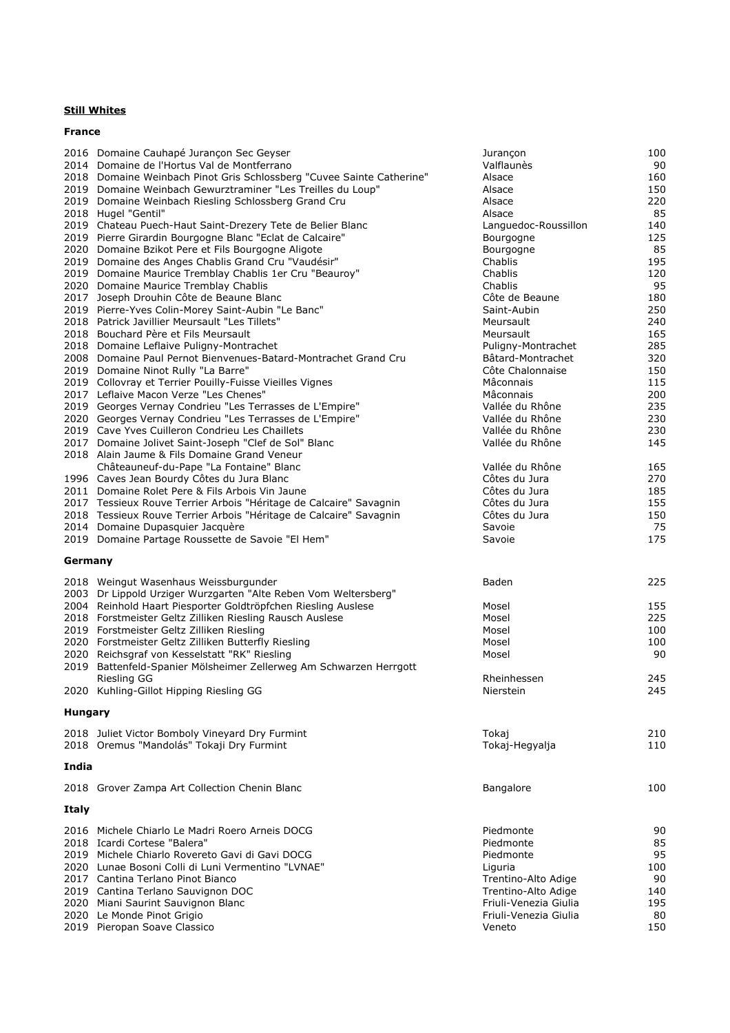**Still Whites**

**France**

| Vintage | Wine | Region | Price |
|---|---|---|---|
| 2016 | Domaine Cauhapé Jurançon Sec Geyser | Jurançon | 100 |
| 2014 | Domaine de l'Hortus Val de Montferrano | Valflaunès | 90 |
| 2018 | Domaine Weinbach Pinot Gris Schlossberg "Cuvee Sainte Catherine" | Alsace | 160 |
| 2019 | Domaine Weinbach Gewurztraminer "Les Treilles du Loup" | Alsace | 150 |
| 2019 | Domaine Weinbach Riesling Schlossberg Grand Cru | Alsace | 220 |
| 2018 | Hugel "Gentil" | Alsace | 85 |
| 2019 | Chateau Puech-Haut Saint-Drezery Tete de Belier Blanc | Languedoc-Roussillon | 140 |
| 2019 | Pierre Girardin Bourgogne Blanc "Eclat de Calcaire" | Bourgogne | 125 |
| 2020 | Domaine Bzikot Pere et Fils Bourgogne Aligote | Bourgogne | 85 |
| 2019 | Domaine des Anges Chablis Grand Cru "Vaudésir" | Chablis | 195 |
| 2019 | Domaine Maurice Tremblay Chablis 1er Cru "Beauroy" | Chablis | 120 |
| 2020 | Domaine Maurice Tremblay Chablis | Chablis | 95 |
| 2017 | Joseph Drouhin Côte de Beaune Blanc | Côte de Beaune | 180 |
| 2019 | Pierre-Yves Colin-Morey Saint-Aubin "Le Banc" | Saint-Aubin | 250 |
| 2018 | Patrick Javillier Meursault "Les Tillets" | Meursault | 240 |
| 2018 | Bouchard Père et Fils Meursault | Meursault | 165 |
| 2018 | Domaine Leflaive Puligny-Montrachet | Puligny-Montrachet | 285 |
| 2008 | Domaine Paul Pernot Bienvenues-Batard-Montrachet Grand Cru | Bâtard-Montrachet | 320 |
| 2019 | Domaine Ninot Rully "La Barre" | Côte Chalonnaise | 150 |
| 2019 | Collovray et Terrier Pouilly-Fuisse Vieilles Vignes | Mâconnais | 115 |
| 2017 | Leflaive Macon Verze "Les Chenes" | Mâconnais | 200 |
| 2019 | Georges Vernay Condrieu "Les Terrasses de L'Empire" | Vallée du Rhône | 235 |
| 2020 | Georges Vernay Condrieu "Les Terrasses de L'Empire" | Vallée du Rhône | 230 |
| 2019 | Cave Yves Cuilleron Condrieu Les Chaillets | Vallée du Rhône | 230 |
| 2017 | Domaine Jolivet Saint-Joseph "Clef de Sol" Blanc | Vallée du Rhône | 145 |
| 2018 | Alain Jaume & Fils Domaine Grand Veneur Châteauneuf-du-Pape "La Fontaine" Blanc | Vallée du Rhône | 165 |
| 1996 | Caves Jean Bourdy Côtes du Jura Blanc | Côtes du Jura | 270 |
| 2011 | Domaine Rolet Pere & Fils Arbois Vin Jaune | Côtes du Jura | 185 |
| 2017 | Tessieux Rouve Terrier Arbois "Héritage de Calcaire" Savagnin | Côtes du Jura | 155 |
| 2018 | Tessieux Rouve Terrier Arbois "Héritage de Calcaire" Savagnin | Côtes du Jura | 150 |
| 2014 | Domaine Dupasquier Jacquère | Savoie | 75 |
| 2019 | Domaine Partage Roussette de Savoie "El Hem" | Savoie | 175 |

**Germany**

| Vintage | Wine | Region | Price |
|---|---|---|---|
| 2018 | Weingut Wasenhaus Weissburgunder | Baden | 225 |
| 2003 | Dr Lippold Urziger Wurzgarten "Alte Reben Vom Weltersberg" | | |
| 2004 | Reinhold Haart Piesporter Goldtröpfchen Riesling Auslese | Mosel | 155 |
| 2018 | Forstmeister Geltz Zilliken Riesling Rausch Auslese | Mosel | 225 |
| 2019 | Forstmeister Geltz Zilliken Riesling | Mosel | 100 |
| 2020 | Forstmeister Geltz Zilliken Butterfly Riesling | Mosel | 100 |
| 2020 | Reichsgraf von Kesselstatt "RK" Riesling | Mosel | 90 |
| 2019 | Battenfeld-Spanier Mölsheimer Zellerweg Am Schwarzen Herrgott Riesling GG | Rheinhessen | 245 |
| 2020 | Kuhling-Gillot Hipping Riesling GG | Nierstein | 245 |

**Hungary**

| Vintage | Wine | Region | Price |
|---|---|---|---|
| 2018 | Juliet Victor Bomboly Vineyard Dry Furmint | Tokaj | 210 |
| 2018 | Oremus "Mandolás" Tokaji Dry Furmint | Tokaj-Hegyalja | 110 |

**India**

| Vintage | Wine | Region | Price |
|---|---|---|---|
| 2018 | Grover Zampa Art Collection Chenin Blanc | Bangalore | 100 |

**Italy**

| Vintage | Wine | Region | Price |
|---|---|---|---|
| 2016 | Michele Chiarlo Le Madri Roero Arneis DOCG | Piedmonte | 90 |
| 2018 | Icardi Cortese "Balera" | Piedmonte | 85 |
| 2019 | Michele Chiarlo Rovereto Gavi di Gavi DOCG | Piedmonte | 95 |
| 2020 | Lunae Bosoni Colli di Luni Vermentino "LVNAE" | Liguria | 100 |
| 2017 | Cantina Terlano Pinot Bianco | Trentino-Alto Adige | 90 |
| 2019 | Cantina Terlano Sauvignon DOC | Trentino-Alto Adige | 140 |
| 2020 | Miani Saurint Sauvignon Blanc | Friuli-Venezia Giulia | 195 |
| 2020 | Le Monde Pinot Grigio | Friuli-Venezia Giulia | 80 |
| 2019 | Pieropan Soave Classico | Veneto | 150 |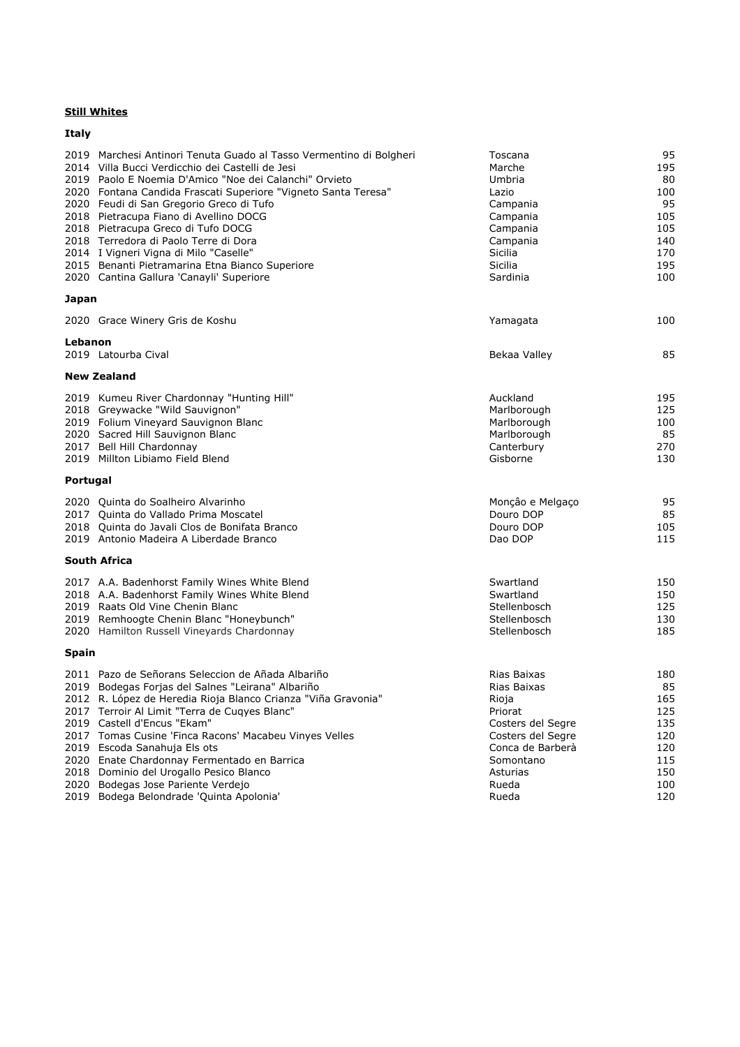## Still Whites

### Italy

| Vintage | Wine | Region | Price |
|---|---|---|---|
| 2019 | Marchesi Antinori Tenuta Guado al Tasso Vermentino di Bolgheri | Toscana | 95 |
| 2014 | Villa Bucci Verdicchio dei Castelli de Jesi | Marche | 195 |
| 2019 | Paolo E Noemia D'Amico "Noe dei Calanchi" Orvieto | Umbria | 80 |
| 2020 | Fontana Candida Frascati Superiore "Vigneto Santa Teresa" | Lazio | 100 |
| 2020 | Feudi di San Gregorio Greco di Tufo | Campania | 95 |
| 2018 | Pietracupa Fiano di Avellino DOCG | Campania | 105 |
| 2018 | Pietracupa Greco di Tufo DOCG | Campania | 105 |
| 2018 | Terredora di Paolo Terre di Dora | Campania | 140 |
| 2014 | I Vigneri Vigna di Milo "Caselle" | Sicilia | 170 |
| 2015 | Benanti Pietramarina Etna Bianco Superiore | Sicilia | 195 |
| 2020 | Cantina Gallura 'Canayli' Superiore | Sardinia | 100 |

### Japan

| Vintage | Wine | Region | Price |
|---|---|---|---|
| 2020 | Grace Winery Gris de Koshu | Yamagata | 100 |

### Lebanon

| Vintage | Wine | Region | Price |
|---|---|---|---|
| 2019 | Latourba Cival | Bekaa Valley | 85 |

### New Zealand

| Vintage | Wine | Region | Price |
|---|---|---|---|
| 2019 | Kumeu River Chardonnay "Hunting Hill" | Auckland | 195 |
| 2018 | Greywacke "Wild Sauvignon" | Marlborough | 125 |
| 2019 | Folium Vineyard Sauvignon Blanc | Marlborough | 100 |
| 2020 | Sacred Hill Sauvignon Blanc | Marlborough | 85 |
| 2017 | Bell Hill Chardonnay | Canterbury | 270 |
| 2019 | Millton Libiamo Field Blend | Gisborne | 130 |

### Portugal

| Vintage | Wine | Region | Price |
|---|---|---|---|
| 2020 | Quinta do Soalheiro Alvarinho | Monçâo e Melgaço | 95 |
| 2017 | Quinta do Vallado Prima Moscatel | Douro DOP | 85 |
| 2018 | Quinta do Javali Clos de Bonifata Branco | Douro DOP | 105 |
| 2019 | Antonio Madeira A Liberdade Branco | Dao DOP | 115 |

### South Africa

| Vintage | Wine | Region | Price |
|---|---|---|---|
| 2017 | A.A. Badenhorst Family Wines White Blend | Swartland | 150 |
| 2018 | A.A. Badenhorst Family Wines White Blend | Swartland | 150 |
| 2019 | Raats Old Vine Chenin Blanc | Stellenbosch | 125 |
| 2019 | Remhoogte Chenin Blanc "Honeybunch" | Stellenbosch | 130 |
| 2020 | Hamilton Russell Vineyards Chardonnay | Stellenbosch | 185 |

### Spain

| Vintage | Wine | Region | Price |
|---|---|---|---|
| 2011 | Pazo de Señorans Seleccion de Añada Albariño | Rias Baixas | 180 |
| 2019 | Bodegas Forjas del Salnes "Leirana" Albariño | Rias Baixas | 85 |
| 2012 | R. López de Heredia Rioja Blanco Crianza "Viña Gravonia" | Rioja | 165 |
| 2017 | Terroir Al Limit "Terra de Cuqyes Blanc" | Priorat | 125 |
| 2019 | Castell d'Encus "Ekam" | Costers del Segre | 135 |
| 2017 | Tomas Cusine 'Finca Racons' Macabeu Vinyes Velles | Costers del Segre | 120 |
| 2019 | Escoda Sanahuja Els ots | Conca de Barberà | 120 |
| 2020 | Enate Chardonnay Fermentado en Barrica | Somontano | 115 |
| 2018 | Dominio del Urogallo Pesico Blanco | Asturias | 150 |
| 2020 | Bodegas Jose Pariente Verdejo | Rueda | 100 |
| 2019 | Bodega Belondrade 'Quinta Apolonia' | Rueda | 120 |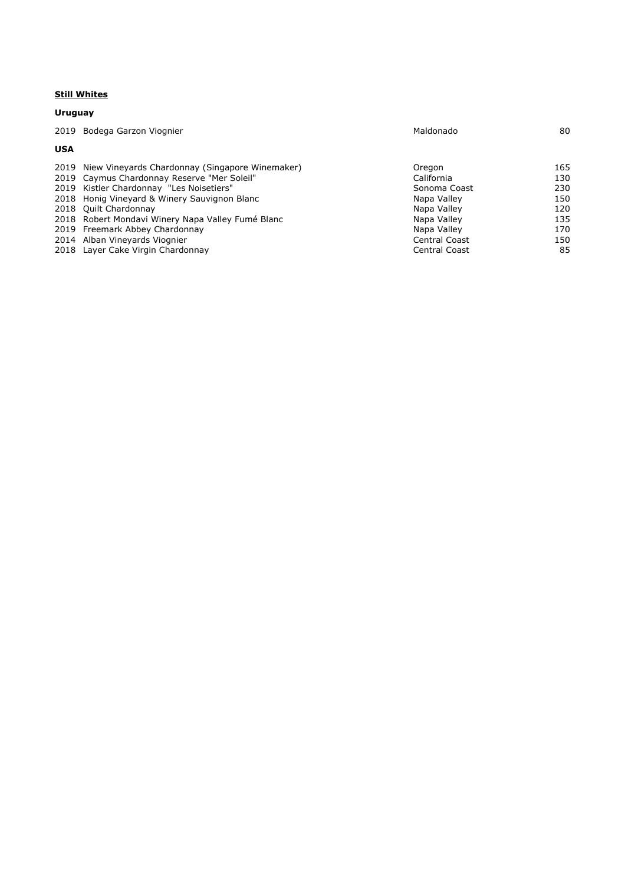**Still Whites**

**Uruguay**

| | | | |
|---|---|---|---|
| 2019 | Bodega Garzon Viognier | Maldonado | 80 |

**USA**

| | | | |
|---|---|---|---|
| 2019 | Niew Vineyards Chardonnay (Singapore Winemaker) | Oregon | 165 |
| 2019 | Caymus Chardonnay Reserve "Mer Soleil" | California | 130 |
| 2019 | Kistler Chardonnay "Les Noisetiers" | Sonoma Coast | 230 |
| 2018 | Honig Vineyard & Winery Sauvignon Blanc | Napa Valley | 150 |
| 2018 | Quilt Chardonnay | Napa Valley | 120 |
| 2018 | Robert Mondavi Winery Napa Valley Fumé Blanc | Napa Valley | 135 |
| 2019 | Freemark Abbey Chardonnay | Napa Valley | 170 |
| 2014 | Alban Vineyards Viognier | Central Coast | 150 |
| 2018 | Layer Cake Virgin Chardonnay | Central Coast | 85 |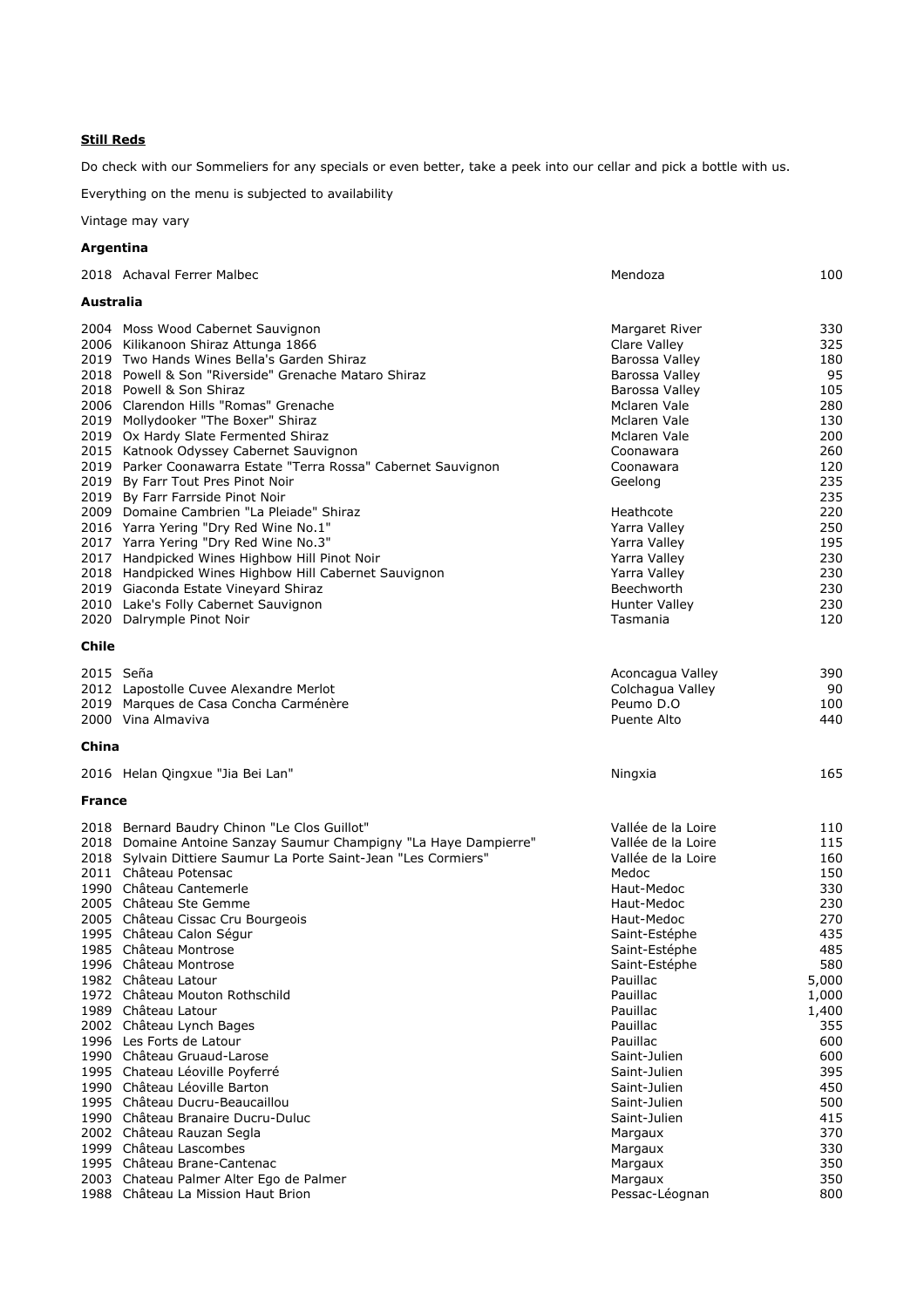**Still Reds**

Do check with our Sommeliers for any specials or even better, take a peek into our cellar and pick a bottle with us.

Everything on the menu is subjected to availability

Vintage may vary

### Argentina

| Vintage | Wine | Region | Price |
|---|---|---|---|
| 2018 | Achaval Ferrer Malbec | Mendoza | 100 |

### Australia

| Vintage | Wine | Region | Price |
|---|---|---|---|
| 2004 | Moss Wood Cabernet Sauvignon | Margaret River | 330 |
| 2006 | Kilikanoon Shiraz Attunga 1866 | Clare Valley | 325 |
| 2019 | Two Hands Wines Bella's Garden Shiraz | Barossa Valley | 180 |
| 2018 | Powell & Son "Riverside" Grenache Mataro Shiraz | Barossa Valley | 95 |
| 2018 | Powell & Son Shiraz | Barossa Valley | 105 |
| 2006 | Clarendon Hills "Romas" Grenache | Mclaren Vale | 280 |
| 2019 | Mollydooker "The Boxer" Shiraz | Mclaren Vale | 130 |
| 2019 | Ox Hardy Slate Fermented Shiraz | Mclaren Vale | 200 |
| 2015 | Katnook Odyssey Cabernet Sauvignon | Coonawara | 260 |
| 2019 | Parker Coonawarra Estate "Terra Rossa" Cabernet Sauvignon | Coonawara | 120 |
| 2019 | By Farr Tout Pres Pinot Noir | Geelong | 235 |
| 2019 | By Farr Farrside Pinot Noir | | 235 |
| 2009 | Domaine Cambrien "La Pleiade" Shiraz | Heathcote | 220 |
| 2016 | Yarra Yering "Dry Red Wine No.1" | Yarra Valley | 250 |
| 2017 | Yarra Yering "Dry Red Wine No.3" | Yarra Valley | 195 |
| 2017 | Handpicked Wines Highbow Hill Pinot Noir | Yarra Valley | 230 |
| 2018 | Handpicked Wines Highbow Hill Cabernet Sauvignon | Yarra Valley | 230 |
| 2019 | Giaconda Estate Vineyard Shiraz | Beechworth | 230 |
| 2010 | Lake's Folly Cabernet Sauvignon | Hunter Valley | 230 |
| 2020 | Dalrymple Pinot Noir | Tasmania | 120 |

### Chile

| Vintage | Wine | Region | Price |
|---|---|---|---|
| 2015 | Seña | Aconcagua Valley | 390 |
| 2012 | Lapostolle Cuvee Alexandre Merlot | Colchagua Valley | 90 |
| 2019 | Marques de Casa Concha Carménère | Peumo D.O | 100 |
| 2000 | Vina Almaviva | Puente Alto | 440 |

### China

| Vintage | Wine | Region | Price |
|---|---|---|---|
| 2016 | Helan Qingxue "Jia Bei Lan" | Ningxia | 165 |

### France

| Vintage | Wine | Region | Price |
|---|---|---|---|
| 2018 | Bernard Baudry Chinon "Le Clos Guillot" | Vallée de la Loire | 110 |
| 2018 | Domaine Antoine Sanzay Saumur Champigny "La Haye Dampierre" | Vallée de la Loire | 115 |
| 2018 | Sylvain Dittiere Saumur La Porte Saint-Jean "Les Cormiers" | Vallée de la Loire | 160 |
| 2011 | Château Potensac | Medoc | 150 |
| 1990 | Château Cantemerle | Haut-Medoc | 330 |
| 2005 | Château Ste Gemme | Haut-Medoc | 230 |
| 2005 | Château Cissac Cru Bourgeois | Haut-Medoc | 270 |
| 1995 | Château Calon Ségur | Saint-Estéphe | 435 |
| 1985 | Château Montrose | Saint-Estéphe | 485 |
| 1996 | Château Montrose | Saint-Estéphe | 580 |
| 1982 | Château Latour | Pauillac | 5,000 |
| 1972 | Château Mouton Rothschild | Pauillac | 1,000 |
| 1989 | Château Latour | Pauillac | 1,400 |
| 2002 | Château Lynch Bages | Pauillac | 355 |
| 1996 | Les Forts de Latour | Pauillac | 600 |
| 1990 | Château Gruaud-Larose | Saint-Julien | 600 |
| 1995 | Chateau Léoville Poyferré | Saint-Julien | 395 |
| 1990 | Château Léoville Barton | Saint-Julien | 450 |
| 1995 | Château Ducru-Beaucaillou | Saint-Julien | 500 |
| 1990 | Château Branaire Ducru-Duluc | Saint-Julien | 415 |
| 2002 | Château Rauzan Segla | Margaux | 370 |
| 1999 | Château Lascombes | Margaux | 330 |
| 1995 | Château Brane-Cantenac | Margaux | 350 |
| 2003 | Chateau Palmer Alter Ego de Palmer | Margaux | 350 |
| 1988 | Château La Mission Haut Brion | Pessac-Léognan | 800 |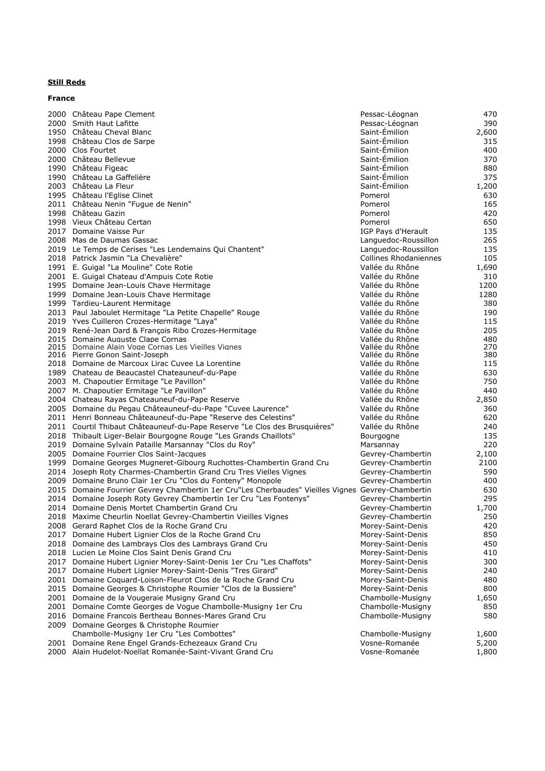**Still Reds**

**France**

| | | | |
|---|---|---|---|
| 2000 | Château Pape Clement | Pessac-Léognan | 470 |
| 2000 | Smith Haut Lafitte | Pessac-Léognan | 390 |
| 1950 | Château Cheval Blanc | Saint-Émilion | 2,600 |
| 1998 | Château Clos de Sarpe | Saint-Émilion | 315 |
| 2000 | Clos Fourtet | Saint-Émilion | 400 |
| 2000 | Château Bellevue | Saint-Émilion | 370 |
| 1990 | Château Figeac | Saint-Émilion | 880 |
| 1990 | Château La Gaffelière | Saint-Émilion | 375 |
| 2003 | Château La Fleur | Saint-Émilion | 1,200 |
| 1995 | Château l'Eglise Clinet | Pomerol | 630 |
| 2011 | Château Nenin "Fugue de Nenin" | Pomerol | 165 |
| 1998 | Château Gazin | Pomerol | 420 |
| 1998 | Vieux Château Certan | Pomerol | 650 |
| 2017 | Domaine Vaisse Pur | IGP Pays d'Herault | 135 |
| 2008 | Mas de Daumas Gassac | Languedoc-Roussillon | 265 |
| 2019 | Le Temps de Cerises "Les Lendemains Qui Chantent" | Languedoc-Roussillon | 135 |
| 2018 | Patrick Jasmin "La Chevalière" | Collines Rhodaniennes | 105 |
| 1991 | E. Guigal "La Mouline" Cote Rotie | Vallée du Rhône | 1,690 |
| 2001 | E. Guigal Chateau d'Ampuis Cote Rotie | Vallée du Rhône | 310 |
| 1995 | Domaine Jean-Louis Chave Hermitage | Vallée du Rhône | 1200 |
| 1999 | Domaine Jean-Louis Chave Hermitage | Vallée du Rhône | 1280 |
| 1999 | Tardieu-Laurent Hermitage | Vallée du Rhône | 380 |
| 2013 | Paul Jaboulet Hermitage "La Petite Chapelle" Rouge | Vallée du Rhône | 190 |
| 2019 | Yves Cuilleron Crozes-Hermitage "Laya" | Vallée du Rhône | 115 |
| 2019 | René-Jean Dard & François Ribo Crozes-Hermitage | Vallée du Rhône | 205 |
| 2015 | Domaine Auguste Clape Cornas | Vallée du Rhône | 480 |
| 2015 | Domaine Alain Voge Cornas Les Vieilles Vignes | Vallée du Rhône | 270 |
| 2016 | Pierre Gonon Saint-Joseph | Vallée du Rhône | 380 |
| 2018 | Domaine de Marcoux Lirac Cuvee La Lorentine | Vallée du Rhône | 115 |
| 1989 | Chateau de Beaucastel Chateauneuf-du-Pape | Vallée du Rhône | 630 |
| 2003 | M. Chapoutier Ermitage "Le Pavillon" | Vallée du Rhône | 750 |
| 2007 | M. Chapoutier Ermitage "Le Pavillon" | Vallée du Rhône | 440 |
| 2004 | Chateau Rayas Chateauneuf-du-Pape Reserve | Vallée du Rhône | 2,850 |
| 2005 | Domaine du Pegau Châteauneuf-du-Pape "Cuvee Laurence" | Vallée du Rhône | 360 |
| 2011 | Henri Bonneau Châteauneuf-du-Pape "Reserve des Celestins" | Vallée du Rhône | 620 |
| 2011 | Courtil Thibaut Châteauneuf-du-Pape Reserve "Le Clos des Brusquières" | Vallée du Rhône | 240 |
| 2018 | Thibault Liger-Belair Bourgogne Rouge "Les Grands Chaillots" | Bourgogne | 135 |
| 2019 | Domaine Sylvain Pataille Marsannay "Clos du Roy" | Marsannay | 220 |
| 2005 | Domaine Fourrier Clos Saint-Jacques | Gevrey-Chambertin | 2,100 |
| 1999 | Domaine Georges Mugneret-Gibourg Ruchottes-Chambertin Grand Cru | Gevrey-Chambertin | 2100 |
| 2014 | Joseph Roty Charmes-Chambertin Grand Cru Tres Vielles Vignes | Gevrey-Chambertin | 590 |
| 2009 | Domaine Bruno Clair 1er Cru "Clos du Fonteny" Monopole | Gevrey-Chambertin | 400 |
| 2015 | Domaine Fourrier Gevrey Chambertin 1er Cru"Les Cherbaudes" Vieilles Vignes | Gevrey-Chambertin | 630 |
| 2014 | Domaine Joseph Roty Gevrey Chambertin 1er Cru "Les Fontenys" | Gevrey-Chambertin | 295 |
| 2014 | Domaine Denis Mortet Chambertin Grand Cru | Gevrey-Chambertin | 1,700 |
| 2018 | Maxime Cheurlin Noellat Gevrey-Chambertin Vieilles Vignes | Gevrey-Chambertin | 250 |
| 2008 | Gerard Raphet Clos de la Roche Grand Cru | Morey-Saint-Denis | 420 |
| 2017 | Domaine Hubert Lignier Clos de la Roche Grand Cru | Morey-Saint-Denis | 850 |
| 2018 | Domaine des Lambrays Clos des Lambrays Grand Cru | Morey-Saint-Denis | 450 |
| 2018 | Lucien Le Moine Clos Saint Denis Grand Cru | Morey-Saint-Denis | 410 |
| 2017 | Domaine Hubert Lignier Morey-Saint-Denis 1er Cru "Les Chaffots" | Morey-Saint-Denis | 300 |
| 2017 | Domaine Hubert Lignier Morey-Saint-Denis "Tres Girard" | Morey-Saint-Denis | 240 |
| 2001 | Domaine Coquard-Loison-Fleurot Clos de la Roche Grand Cru | Morey-Saint-Denis | 480 |
| 2015 | Domaine Georges & Christophe Roumier "Clos de la Bussiere" | Morey-Saint-Denis | 800 |
| 2001 | Domaine de la Vougeraie Musigny Grand Cru | Chambolle-Musigny | 1,650 |
| 2001 | Domaine Comte Georges de Vogue Chambolle-Musigny 1er Cru | Chambolle-Musigny | 850 |
| 2016 | Domaine Francois Bertheau Bonnes-Mares Grand Cru | Chambolle-Musigny | 580 |
| 2009 | Domaine Georges & Christophe Roumier Chambolle-Musigny 1er Cru "Les Combottes" | Chambolle-Musigny | 1,600 |
| 2001 | Domaine Rene Engel Grands-Echezeaux Grand Cru | Vosne-Romanée | 5,200 |
| 2000 | Alain Hudelot-Noellat Romanée-Saint-Vivant Grand Cru | Vosne-Romanée | 1,800 |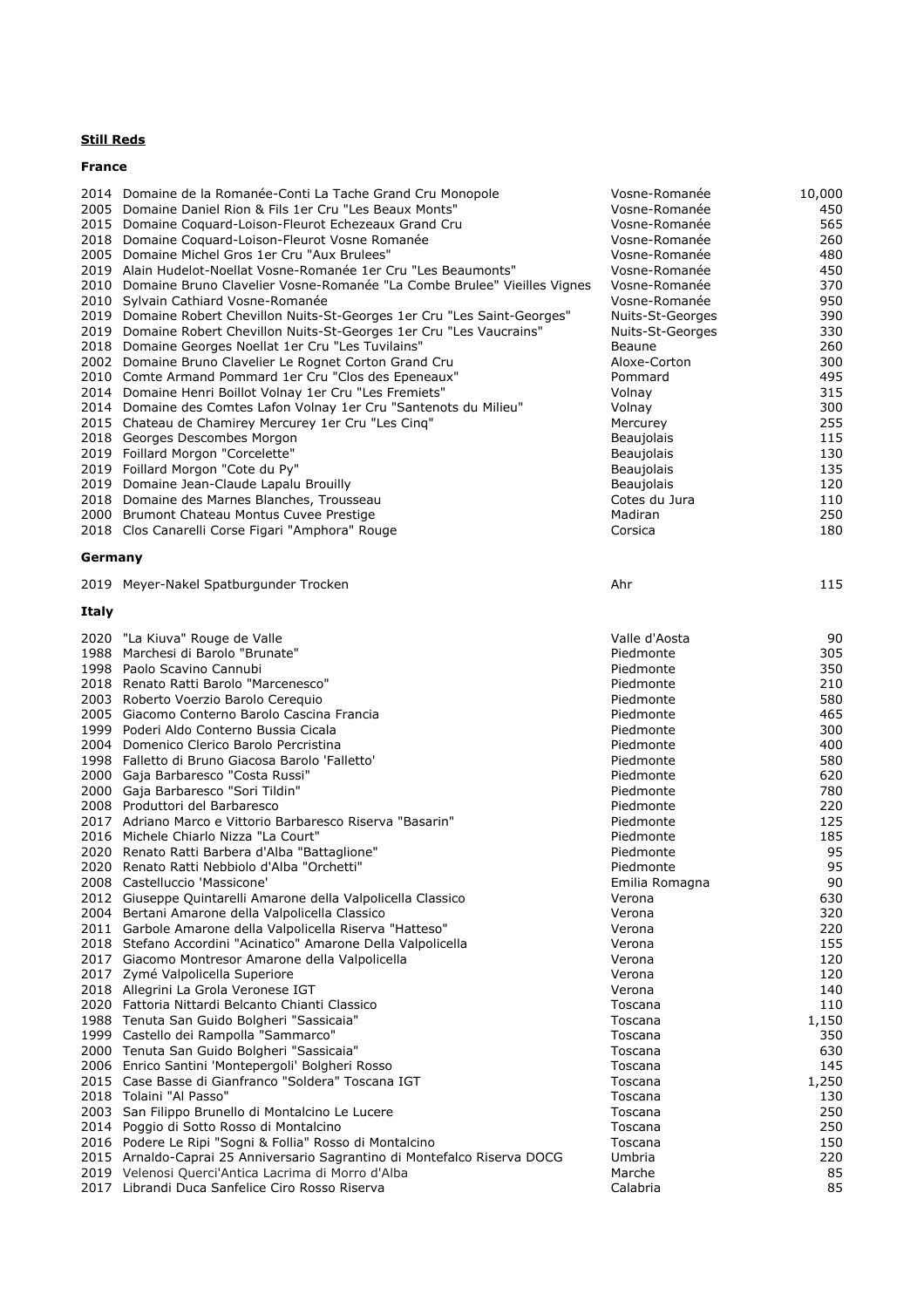**Still Reds**

**France**

| | | | |
|---|---|---|---|
| 2014 | Domaine de la Romanée-Conti La Tache Grand Cru Monopole | Vosne-Romanée | 10,000 |
| 2005 | Domaine Daniel Rion & Fils 1er Cru "Les Beaux Monts" | Vosne-Romanée | 450 |
| 2015 | Domaine Coquard-Loison-Fleurot Echezeaux Grand Cru | Vosne-Romanée | 565 |
| 2018 | Domaine Coquard-Loison-Fleurot Vosne Romanée | Vosne-Romanée | 260 |
| 2005 | Domaine Michel Gros 1er Cru "Aux Brulees" | Vosne-Romanée | 480 |
| 2019 | Alain Hudelot-Noellat Vosne-Romanée 1er Cru "Les Beaumonts" | Vosne-Romanée | 450 |
| 2010 | Domaine Bruno Clavelier Vosne-Romanée "La Combe Brulee" Vieilles Vignes | Vosne-Romanée | 370 |
| 2010 | Sylvain Cathiard Vosne-Romanée | Vosne-Romanée | 950 |
| 2019 | Domaine Robert Chevillon Nuits-St-Georges 1er Cru "Les Saint-Georges" | Nuits-St-Georges | 390 |
| 2019 | Domaine Robert Chevillon Nuits-St-Georges 1er Cru "Les Vaucrains" | Nuits-St-Georges | 330 |
| 2018 | Domaine Georges Noellat 1er Cru "Les Tuvilains" | Beaune | 260 |
| 2002 | Domaine Bruno Clavelier Le Rognet Corton Grand Cru | Aloxe-Corton | 300 |
| 2010 | Comte Armand Pommard 1er Cru "Clos des Epeneaux" | Pommard | 495 |
| 2014 | Domaine Henri Boillot Volnay 1er Cru "Les Fremiets" | Volnay | 315 |
| 2014 | Domaine des Comtes Lafon Volnay 1er Cru "Santenots du Milieu" | Volnay | 300 |
| 2015 | Chateau de Chamirey Mercurey 1er Cru "Les Cinq" | Mercurey | 255 |
| 2018 | Georges Descombes Morgon | Beaujolais | 115 |
| 2019 | Foillard Morgon "Corcelette" | Beaujolais | 130 |
| 2019 | Foillard Morgon "Cote du Py" | Beaujolais | 135 |
| 2019 | Domaine Jean-Claude Lapalu Brouilly | Beaujolais | 120 |
| 2018 | Domaine des Marnes Blanches, Trousseau | Cotes du Jura | 110 |
| 2000 | Brumont Chateau Montus Cuvee Prestige | Madiran | 250 |
| 2018 | Clos Canarelli Corse Figari "Amphora" Rouge | Corsica | 180 |

**Germany**

| | | | |
|---|---|---|---|
| 2019 | Meyer-Nakel Spatburgunder Trocken | Ahr | 115 |

**Italy**

| | | | |
|---|---|---|---|
| 2020 | "La Kiuva" Rouge de Valle | Valle d'Aosta | 90 |
| 1988 | Marchesi di Barolo "Brunate" | Piedmonte | 305 |
| 1998 | Paolo Scavino Cannubi | Piedmonte | 350 |
| 2018 | Renato Ratti Barolo "Marcenesco" | Piedmonte | 210 |
| 2003 | Roberto Voerzio Barolo Cerequio | Piedmonte | 580 |
| 2005 | Giacomo Conterno Barolo Cascina Francia | Piedmonte | 465 |
| 1999 | Poderi Aldo Conterno Bussia Cicala | Piedmonte | 300 |
| 2004 | Domenico Clerico Barolo Percristina | Piedmonte | 400 |
| 1998 | Falletto di Bruno Giacosa Barolo 'Falletto' | Piedmonte | 580 |
| 2000 | Gaja Barbaresco "Costa Russi" | Piedmonte | 620 |
| 2000 | Gaja Barbaresco "Sori Tildin" | Piedmonte | 780 |
| 2008 | Produttori del Barbaresco | Piedmonte | 220 |
| 2017 | Adriano Marco e Vittorio Barbaresco Riserva "Basarin" | Piedmonte | 125 |
| 2016 | Michele Chiarlo Nizza "La Court" | Piedmonte | 185 |
| 2020 | Renato Ratti Barbera d'Alba "Battaglione" | Piedmonte | 95 |
| 2020 | Renato Ratti Nebbiolo d'Alba "Orchetti" | Piedmonte | 95 |
| 2008 | Castelluccio 'Massicone' | Emilia Romagna | 90 |
| 2012 | Giuseppe Quintarelli Amarone della Valpolicella Classico | Verona | 630 |
| 2004 | Bertani Amarone della Valpolicella Classico | Verona | 320 |
| 2011 | Garbole Amarone della Valpolicella Riserva "Hatteso" | Verona | 220 |
| 2018 | Stefano Accordini "Acinatico" Amarone Della Valpolicella | Verona | 155 |
| 2017 | Giacomo Montresor Amarone della Valpolicella | Verona | 120 |
| 2017 | Zymé Valpolicella Superiore | Verona | 120 |
| 2018 | Allegrini La Grola Veronese IGT | Verona | 140 |
| 2020 | Fattoria Nittardi Belcanto Chianti Classico | Toscana | 110 |
| 1988 | Tenuta San Guido Bolgheri "Sassicaia" | Toscana | 1,150 |
| 1999 | Castello dei Rampolla "Sammarco" | Toscana | 350 |
| 2000 | Tenuta San Guido Bolgheri "Sassicaia" | Toscana | 630 |
| 2006 | Enrico Santini 'Montepergoli' Bolgheri Rosso | Toscana | 145 |
| 2015 | Case Basse di Gianfranco "Soldera" Toscana IGT | Toscana | 1,250 |
| 2018 | Tolaini "Al Passo" | Toscana | 130 |
| 2003 | San Filippo Brunello di Montalcino Le Lucere | Toscana | 250 |
| 2014 | Poggio di Sotto Rosso di Montalcino | Toscana | 250 |
| 2016 | Podere Le Ripi "Sogni & Follia" Rosso di Montalcino | Toscana | 150 |
| 2015 | Arnaldo-Caprai 25 Anniversario Sagrantino di Montefalco Riserva DOCG | Umbria | 220 |
| 2019 | Velenosi Querci'Antica Lacrima di Morro d'Alba | Marche | 85 |
| 2017 | Librandi Duca Sanfelice Ciro Rosso Riserva | Calabria | 85 |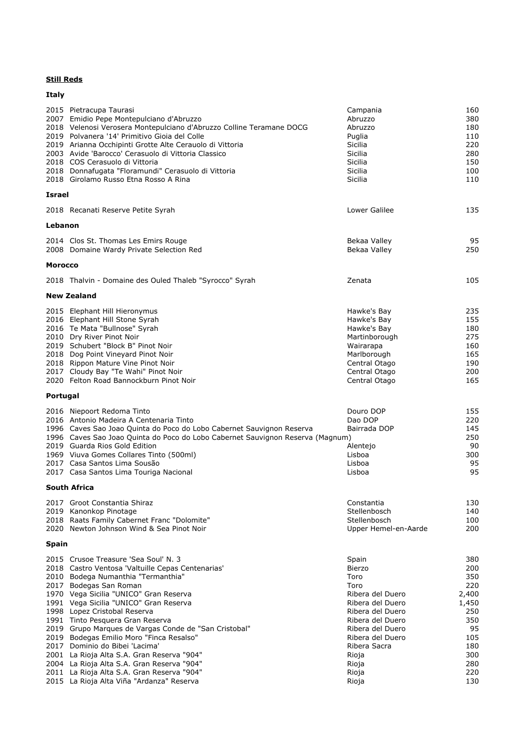**Still Reds**

**Italy**

| | | | |
|---|---|---|---|
| 2015 | Pietracupa Taurasi | Campania | 160 |
| 2007 | Emidio Pepe Montepulciano d'Abruzzo | Abruzzo | 380 |
| 2018 | Velenosi Verosera Montepulciano d'Abruzzo Colline Teramane DOCG | Abruzzo | 180 |
| 2019 | Polvanera '14' Primitivo Gioia del Colle | Puglia | 110 |
| 2019 | Arianna Occhipinti Grotte Alte Cerauolo di Vittoria | Sicilia | 220 |
| 2003 | Avide 'Barocco' Cerasuolo di Vittoria Classico | Sicilia | 280 |
| 2018 | COS Cerasuolo di Vittoria | Sicilia | 150 |
| 2018 | Donnafugata "Floramundi" Cerasuolo di Vittoria | Sicilia | 100 |
| 2018 | Girolamo Russo Etna Rosso A Rina | Sicilia | 110 |

**Israel**

| | | | |
|---|---|---|---|
| 2018 | Recanati Reserve Petite Syrah | Lower Galilee | 135 |

**Lebanon**

| | | | |
|---|---|---|---|
| 2014 | Clos St. Thomas Les Emirs Rouge | Bekaa Valley | 95 |
| 2008 | Domaine Wardy Private Selection Red | Bekaa Valley | 250 |

**Morocco**

| | | | |
|---|---|---|---|
| 2018 | Thalvin - Domaine des Ouled Thaleb "Syrocco" Syrah | Zenata | 105 |

**New Zealand**

| | | | |
|---|---|---|---|
| 2015 | Elephant Hill Hieronymus | Hawke's Bay | 235 |
| 2016 | Elephant Hill Stone Syrah | Hawke's Bay | 155 |
| 2016 | Te Mata "Bullnose" Syrah | Hawke's Bay | 180 |
| 2010 | Dry River Pinot Noir | Martinborough | 275 |
| 2019 | Schubert "Block B" Pinot Noir | Wairarapa | 160 |
| 2018 | Dog Point Vineyard Pinot Noir | Marlborough | 165 |
| 2018 | Rippon Mature Vine Pinot Noir | Central Otago | 190 |
| 2017 | Cloudy Bay "Te Wahi" Pinot Noir | Central Otago | 200 |
| 2020 | Felton Road Bannockburn Pinot Noir | Central Otago | 165 |

**Portugal**

| | | | |
|---|---|---|---|
| 2016 | Niepoort Redoma Tinto | Douro DOP | 155 |
| 2016 | Antonio Madeira A Centenaria Tinto | Dao DOP | 220 |
| 1996 | Caves Sao Joao Quinta do Poco do Lobo Cabernet Sauvignon Reserva | Bairrada DOP | 145 |
| 1996 | Caves Sao Joao Quinta do Poco do Lobo Cabernet Sauvignon Reserva (Magnum) | | 250 |
| 2019 | Guarda Rios Gold Edition | Alentejo | 90 |
| 1969 | Viuva Gomes Collares Tinto (500ml) | Lisboa | 300 |
| 2017 | Casa Santos Lima Sousão | Lisboa | 95 |
| 2017 | Casa Santos Lima Touriga Nacional | Lisboa | 95 |

**South Africa**

| | | | |
|---|---|---|---|
| 2017 | Groot Constantia Shiraz | Constantia | 130 |
| 2019 | Kanonkop Pinotage | Stellenbosch | 140 |
| 2018 | Raats Family Cabernet Franc "Dolomite" | Stellenbosch | 100 |
| 2020 | Newton Johnson Wind & Sea Pinot Noir | Upper Hemel-en-Aarde | 200 |

**Spain**

| | | | |
|---|---|---|---|
| 2015 | Crusoe Treasure 'Sea Soul' N. 3 | Spain | 380 |
| 2018 | Castro Ventosa 'Valtuille Cepas Centenarias' | Bierzo | 200 |
| 2010 | Bodega Numanthia "Termanthia" | Toro | 350 |
| 2017 | Bodegas San Roman | Toro | 220 |
| 1970 | Vega Sicilia "UNICO" Gran Reserva | Ribera del Duero | 2,400 |
| 1991 | Vega Sicilia "UNICO" Gran Reserva | Ribera del Duero | 1,450 |
| 1998 | Lopez Cristobal Reserva | Ribera del Duero | 250 |
| 1991 | Tinto Pesquera Gran Reserva | Ribera del Duero | 350 |
| 2019 | Grupo Marques de Vargas Conde de "San Cristobal" | Ribera del Duero | 95 |
| 2019 | Bodegas Emilio Moro "Finca Resalso" | Ribera del Duero | 105 |
| 2017 | Dominio do Bibei 'Lacima' | Ribera Sacra | 180 |
| 2001 | La Rioja Alta S.A. Gran Reserva "904" | Rioja | 300 |
| 2004 | La Rioja Alta S.A. Gran Reserva "904" | Rioja | 280 |
| 2011 | La Rioja Alta S.A. Gran Reserva "904" | Rioja | 220 |
| 2015 | La Rioja Alta Viña "Ardanza" Reserva | Rioja | 130 |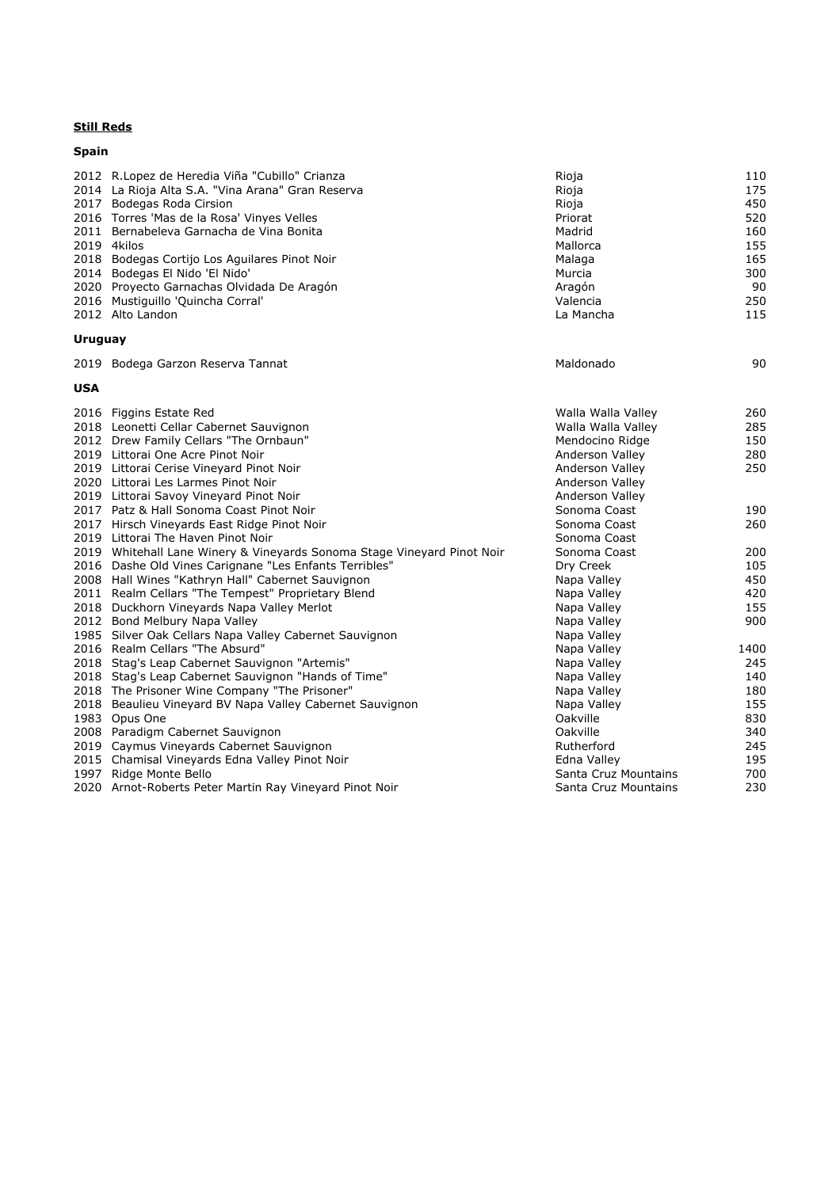**Still Reds**

**Spain**

| Year | Wine | Region | Price |
|---|---|---|---|
| 2012 | R.Lopez de Heredia Viña "Cubillo" Crianza | Rioja | 110 |
| 2014 | La Rioja Alta S.A. "Vina Arana" Gran Reserva | Rioja | 175 |
| 2017 | Bodegas Roda Cirsion | Rioja | 450 |
| 2016 | Torres 'Mas de la Rosa' Vinyes Velles | Priorat | 520 |
| 2011 | Bernabeleva Garnacha de Vina Bonita | Madrid | 160 |
| 2019 | 4kilos | Mallorca | 155 |
| 2018 | Bodegas Cortijo Los Aguilares Pinot Noir | Malaga | 165 |
| 2014 | Bodegas El Nido 'El Nido' | Murcia | 300 |
| 2020 | Proyecto Garnachas Olvidada De Aragón | Aragón | 90 |
| 2016 | Mustiguillo 'Quincha Corral' | Valencia | 250 |
| 2012 | Alto Landon | La Mancha | 115 |

**Uruguay**

| Year | Wine | Region | Price |
|---|---|---|---|
| 2019 | Bodega Garzon Reserva Tannat | Maldonado | 90 |

**USA**

| Year | Wine | Region | Price |
|---|---|---|---|
| 2016 | Figgins Estate Red | Walla Walla Valley | 260 |
| 2018 | Leonetti Cellar Cabernet Sauvignon | Walla Walla Valley | 285 |
| 2012 | Drew Family Cellars "The Ornbaun" | Mendocino Ridge | 150 |
| 2019 | Littorai One Acre Pinot Noir | Anderson Valley | 280 |
| 2019 | Littorai Cerise Vineyard Pinot Noir | Anderson Valley | 250 |
| 2020 | Littorai Les Larmes Pinot Noir | Anderson Valley | |
| 2019 | Littorai Savoy Vineyard Pinot Noir | Anderson Valley | |
| 2017 | Patz & Hall Sonoma Coast Pinot Noir | Sonoma Coast | 190 |
| 2017 | Hirsch Vineyards East Ridge Pinot Noir | Sonoma Coast | 260 |
| 2019 | Littorai The Haven Pinot Noir | Sonoma Coast | |
| 2019 | Whitehall Lane Winery & Vineyards Sonoma Stage Vineyard Pinot Noir | Sonoma Coast | 200 |
| 2016 | Dashe Old Vines Carignane "Les Enfants Terribles" | Dry Creek | 105 |
| 2008 | Hall Wines "Kathryn Hall" Cabernet Sauvignon | Napa Valley | 450 |
| 2011 | Realm Cellars "The Tempest" Proprietary Blend | Napa Valley | 420 |
| 2018 | Duckhorn Vineyards Napa Valley Merlot | Napa Valley | 155 |
| 2012 | Bond Melbury Napa Valley | Napa Valley | 900 |
| 1985 | Silver Oak Cellars Napa Valley Cabernet Sauvignon | Napa Valley | |
| 2016 | Realm Cellars "The Absurd" | Napa Valley | 1400 |
| 2018 | Stag's Leap Cabernet Sauvignon "Artemis" | Napa Valley | 245 |
| 2018 | Stag's Leap Cabernet Sauvignon "Hands of Time" | Napa Valley | 140 |
| 2018 | The Prisoner Wine Company "The Prisoner" | Napa Valley | 180 |
| 2018 | Beaulieu Vineyard BV Napa Valley Cabernet Sauvignon | Napa Valley | 155 |
| 1983 | Opus One | Oakville | 830 |
| 2008 | Paradigm Cabernet Sauvignon | Oakville | 340 |
| 2019 | Caymus Vineyards Cabernet Sauvignon | Rutherford | 245 |
| 2015 | Chamisal Vineyards Edna Valley Pinot Noir | Edna Valley | 195 |
| 1997 | Ridge Monte Bello | Santa Cruz Mountains | 700 |
| 2020 | Arnot-Roberts Peter Martin Ray Vineyard Pinot Noir | Santa Cruz Mountains | 230 |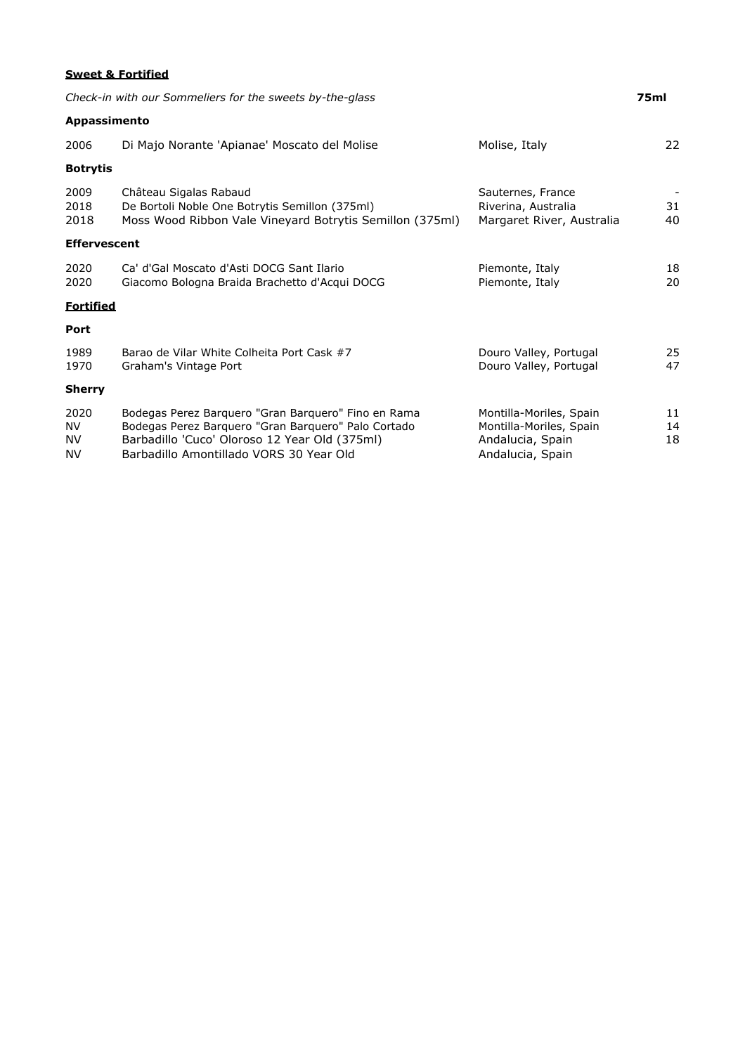**Sweet & Fortified**

*Check-in with our Sommeliers for the sweets by-the-glass* **75ml**

| | | | |
|---|---|---|---|
| **Appassimento** | | | |
| 2006 | Di Majo Norante 'Apianae' Moscato del Molise | Molise, Italy | 22 |
| **Botrytis** | | | |
| 2009 | Château Sigalas Rabaud | Sauternes, France | - |
| 2018 | De Bortoli Noble One Botrytis Semillon (375ml) | Riverina, Australia | 31 |
| 2018 | Moss Wood Ribbon Vale Vineyard Botrytis Semillon (375ml) | Margaret River, Australia | 40 |
| **Effervescent** | | | |
| 2020 | Ca' d'Gal Moscato d'Asti DOCG Sant Ilario | Piemonte, Italy | 18 |
| 2020 | Giacomo Bologna Braida Brachetto d'Acqui DOCG | Piemonte, Italy | 20 |
| **Fortified** | | | |
| **Port** | | | |
| 1989 | Barao de Vilar White Colheita Port Cask #7 | Douro Valley, Portugal | 25 |
| 1970 | Graham's Vintage Port | Douro Valley, Portugal | 47 |
| **Sherry** | | | |
| 2020 | Bodegas Perez Barquero "Gran Barquero" Fino en Rama | Montilla-Moriles, Spain | 11 |
| NV | Bodegas Perez Barquero "Gran Barquero" Palo Cortado | Montilla-Moriles, Spain | 14 |
| NV | Barbadillo 'Cuco' Oloroso 12 Year Old (375ml) | Andalucia, Spain | 18 |
| NV | Barbadillo Amontillado VORS 30 Year Old | Andalucia, Spain | |